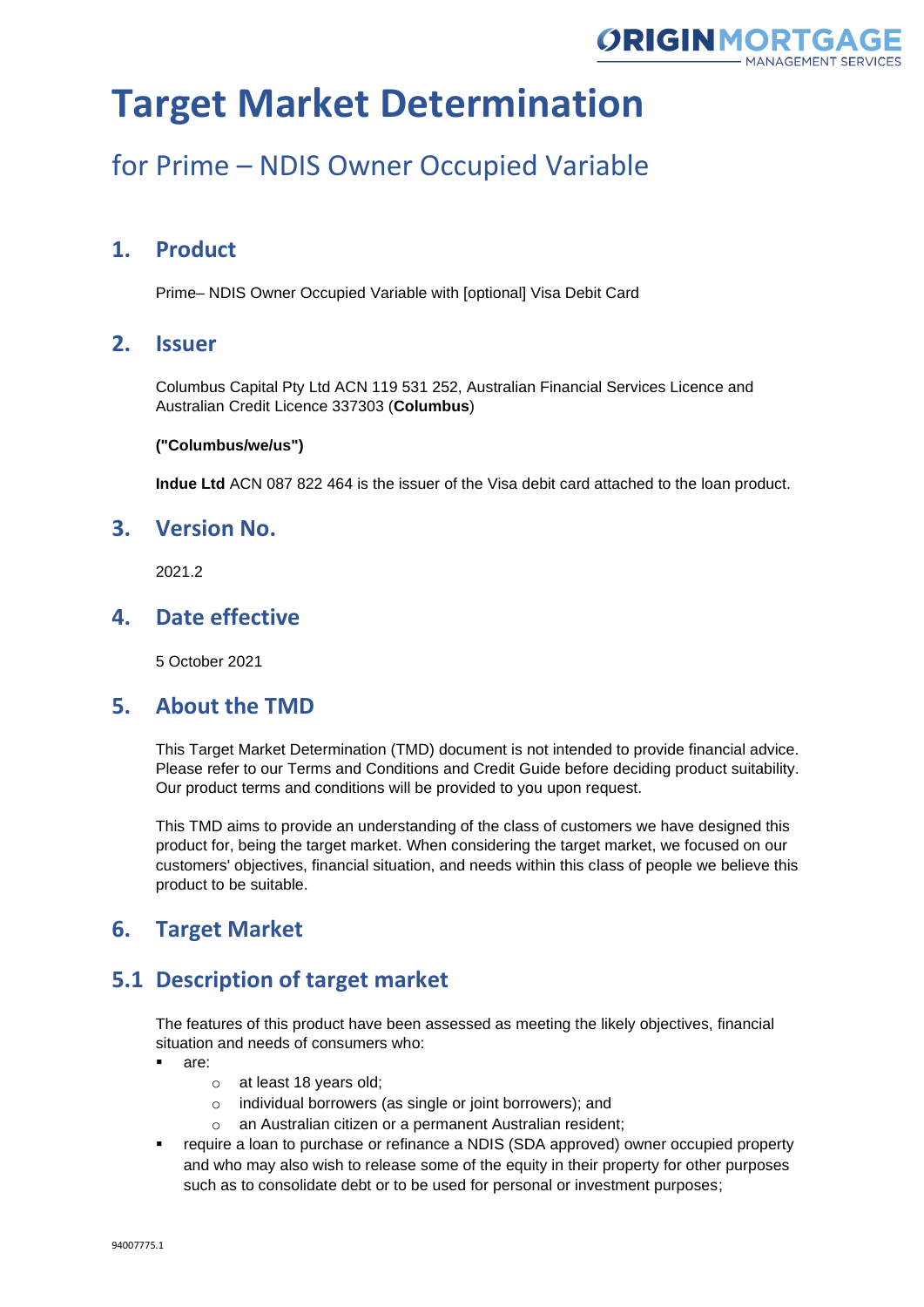# Target Market Determination

## for Prime – NDIS Owner Occupied Variable

## 1. Product

Prime– NDIS Owner Occupied Variable with [optional] Visa Debit Card

## 2. Issuer

Columbus Capital Pty Ltd ACN 119 531 252, Australian Financial Services Licence and Australian Credit Licence 337303 (**Columbus**)

**("Columbus/we/us")**

**Indue Ltd** ACN 087 822 464 is the issuer of the Visa debit card attached to the loan product.

## 3. Version No.

2021.2

## 4. Date effective

5 October 2021

## 5. About the TMD

This Target Market Determination (TMD) document is not intended to provide financial advice. Please refer to our Terms and Conditions and Credit Guide before deciding product suitability. Our product terms and conditions will be provided to you upon request.

This TMD aims to provide an understanding of the class of customers we have designed this product for, being the target market. When considering the target market, we focused on our customers' objectives, financial situation, and needs within this class of people we believe this product to be suitable.

## 6. Target Market

## 5.1 Description of target market

The features of this product have been assessed as meeting the likely objectives, financial situation and needs of consumers who:

- are:
  - at least 18 years old;
  - individual borrowers (as single or joint borrowers); and
  - an Australian citizen or a permanent Australian resident;
- require a loan to purchase or refinance a NDIS (SDA approved) owner occupied property and who may also wish to release some of the equity in their property for other purposes such as to consolidate debt or to be used for personal or investment purposes;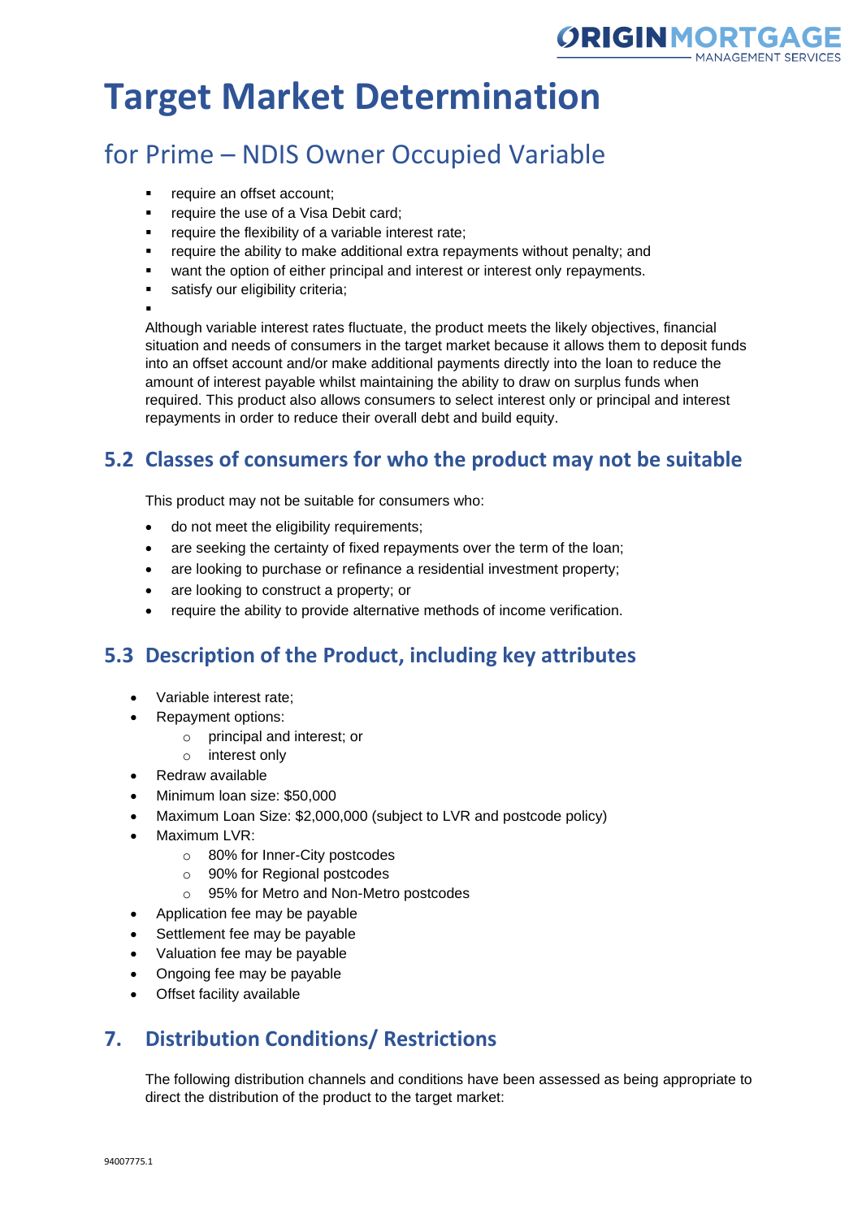# Target Market Determination

## for Prime – NDIS Owner Occupied Variable

- require an offset account;
- require the use of a Visa Debit card;
- require the flexibility of a variable interest rate;
- require the ability to make additional extra repayments without penalty; and
- want the option of either principal and interest or interest only repayments.
- satisfy our eligibility criteria;

Although variable interest rates fluctuate, the product meets the likely objectives, financial situation and needs of consumers in the target market because it allows them to deposit funds into an offset account and/or make additional payments directly into the loan to reduce the amount of interest payable whilst maintaining the ability to draw on surplus funds when required. This product also allows consumers to select interest only or principal and interest repayments in order to reduce their overall debt and build equity.

## 5.2 Classes of consumers for who the product may not be suitable

This product may not be suitable for consumers who:

- do not meet the eligibility requirements;
- are seeking the certainty of fixed repayments over the term of the loan;
- are looking to purchase or refinance a residential investment property;
- are looking to construct a property; or
- require the ability to provide alternative methods of income verification.

## 5.3 Description of the Product, including key attributes

- Variable interest rate;
- Repayment options:
  - principal and interest; or
  - interest only
- Redraw available
- Minimum loan size: $50,000
- Maximum Loan Size: $2,000,000 (subject to LVR and postcode policy)
- Maximum LVR:
  - 80% for Inner-City postcodes
  - 90% for Regional postcodes
  - 95% for Metro and Non-Metro postcodes
- Application fee may be payable
- Settlement fee may be payable
- Valuation fee may be payable
- Ongoing fee may be payable
- Offset facility available

## 7. Distribution Conditions/ Restrictions

The following distribution channels and conditions have been assessed as being appropriate to direct the distribution of the product to the target market: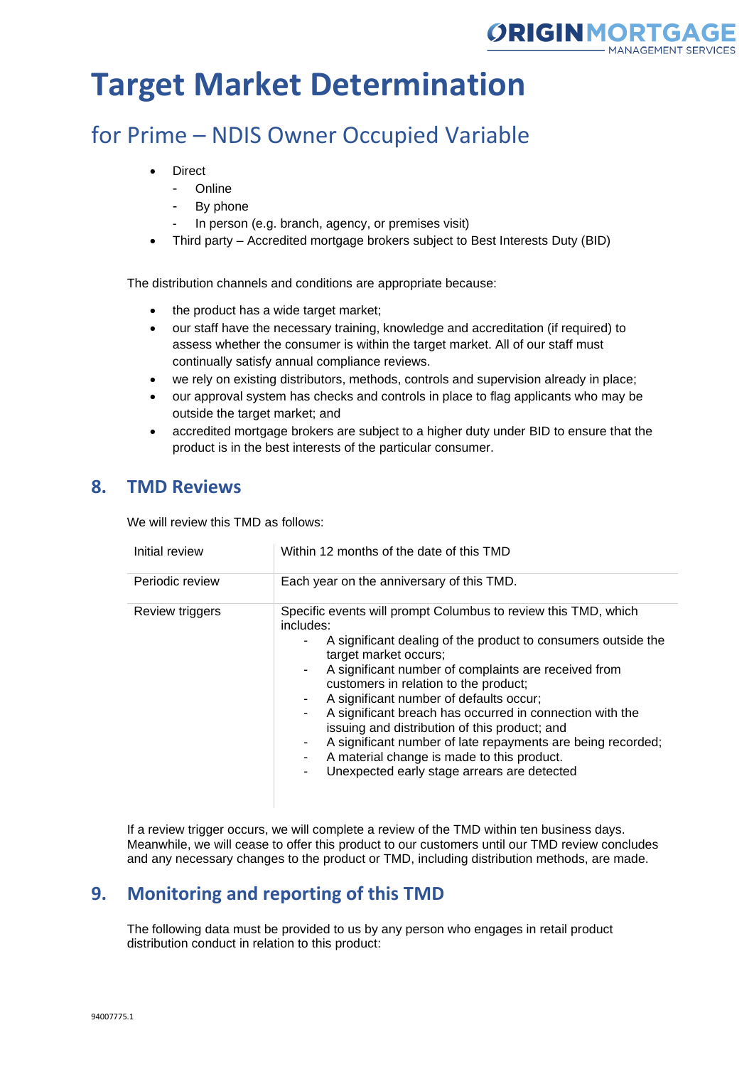# Target Market Determination

## for Prime – NDIS Owner Occupied Variable

- Direct
  - Online
  - By phone
  - In person (e.g. branch, agency, or premises visit)
- Third party – Accredited mortgage brokers subject to Best Interests Duty (BID)

The distribution channels and conditions are appropriate because:

- the product has a wide target market;
- our staff have the necessary training, knowledge and accreditation (if required) to assess whether the consumer is within the target market. All of our staff must continually satisfy annual compliance reviews.
- we rely on existing distributors, methods, controls and supervision already in place;
- our approval system has checks and controls in place to flag applicants who may be outside the target market; and
- accredited mortgage brokers are subject to a higher duty under BID to ensure that the product is in the best interests of the particular consumer.

## 8. TMD Reviews

We will review this TMD as follows:

| | |
|---|---|
| Initial review | Within 12 months of the date of this TMD |
| Periodic review | Each year on the anniversary of this TMD. |
| Review triggers | Specific events will prompt Columbus to review this TMD, which includes:<br>- A significant dealing of the product to consumers outside the target market occurs;<br>- A significant number of complaints are received from customers in relation to the product;<br>- A significant number of defaults occur;<br>- A significant breach has occurred in connection with the issuing and distribution of this product; and<br>- A significant number of late repayments are being recorded;<br>- A material change is made to this product.<br>- Unexpected early stage arrears are detected |

If a review trigger occurs, we will complete a review of the TMD within ten business days. Meanwhile, we will cease to offer this product to our customers until our TMD review concludes and any necessary changes to the product or TMD, including distribution methods, are made.

## 9. Monitoring and reporting of this TMD

The following data must be provided to us by any person who engages in retail product distribution conduct in relation to this product: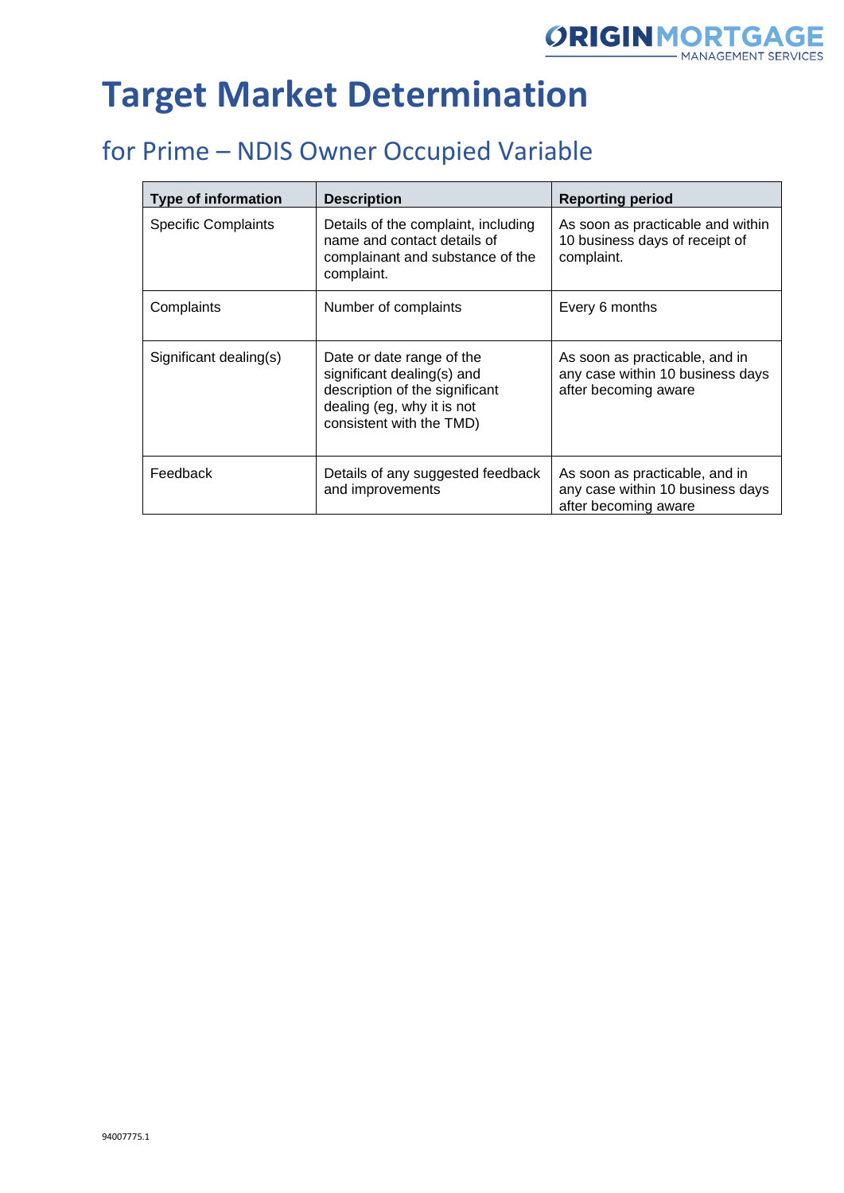# Target Market Determination

## for Prime – NDIS Owner Occupied Variable

| Type of information | Description | Reporting period |
|---|---|---|
| Specific Complaints | Details of the complaint, including name and contact details of complainant and substance of the complaint. | As soon as practicable and within 10 business days of receipt of complaint. |
| Complaints | Number of complaints | Every 6 months |
| Significant dealing(s) | Date or date range of the significant dealing(s) and description of the significant dealing (eg, why it is not consistent with the TMD) | As soon as practicable, and in any case within 10 business days after becoming aware |
| Feedback | Details of any suggested feedback and improvements | As soon as practicable, and in any case within 10 business days after becoming aware |

94007775.1